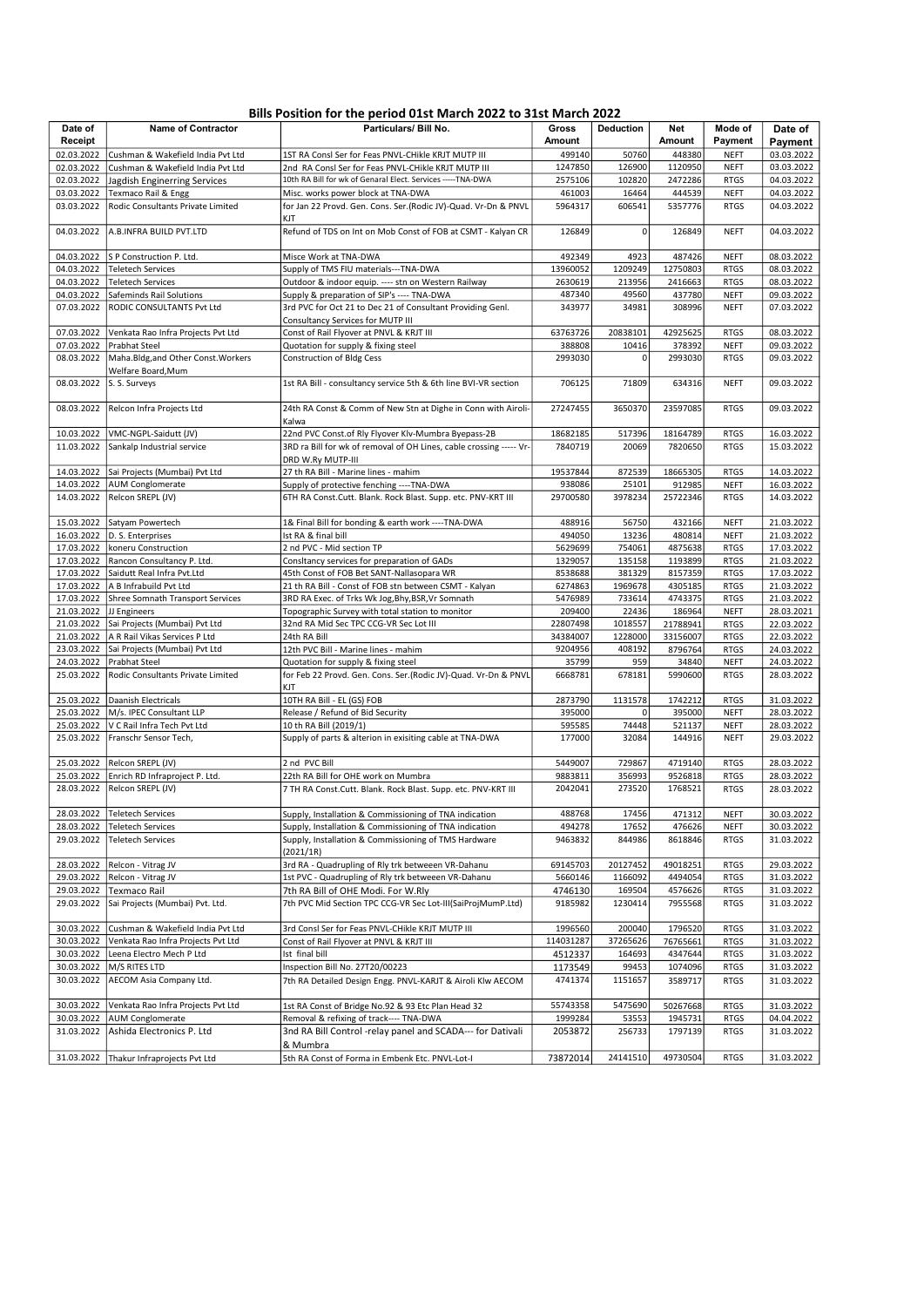## Bills Position for the period 01st March 2022 to 31st March 2022

| Date of Receipt | Name of Contractor | Particulars/ Bill No. | Gross Amount | Deduction | Net Amount | Mode of Payment | Date of Payment |
|---|---|---|---|---|---|---|---|
| 02.03.2022 | Cushman & Wakefield India Pvt Ltd | 1ST RA Consl Ser for Feas PNVL-CHikle KRJT MUTP III | 499140 | 50760 | 448380 | NEFT | 03.03.2022 |
| 02.03.2022 | Cushman & Wakefield India Pvt Ltd | 2nd RA Consl Ser for Feas PNVL-CHikle KRJT MUTP III | 1247850 | 126900 | 1120950 | NEFT | 03.03.2022 |
| 02.03.2022 | Jagdish Enginerring Services | 10th RA Bill for wk of Genaral Elect. Services -----TNA-DWA | 2575106 | 102820 | 2472286 | RTGS | 04.03.2022 |
| 03.03.2022 | Texmaco Rail & Engg | Misc. works power block at TNA-DWA | 461003 | 16464 | 444539 | NEFT | 04.03.2022 |
| 03.03.2022 | Rodic Consultants Private Limited | for Jan 22 Provd. Gen. Cons. Ser.(Rodic JV)-Quad. Vr-Dn & PNVL KJT | 5964317 | 606541 | 5357776 | RTGS | 04.03.2022 |
| 04.03.2022 | A.B.INFRA BUILD PVT.LTD | Refund of TDS on Int on Mob Const of FOB at CSMT - Kalyan CR | 126849 | 0 | 126849 | NEFT | 04.03.2022 |
| 04.03.2022 | S P Construction P. Ltd. | Misce Work at TNA-DWA | 492349 | 4923 | 487426 | NEFT | 08.03.2022 |
| 04.03.2022 | Teletech Services | Supply of TMS FIU materials---TNA-DWA | 13960052 | 1209249 | 12750803 | RTGS | 08.03.2022 |
| 04.03.2022 | Teletech Services | Outdoor & indoor equip. ---- stn on Western Railway | 2630619 | 213956 | 2416663 | RTGS | 08.03.2022 |
| 04.03.2022 | Safeminds Rail Solutions | Supply & preparation of SIP's ---- TNA-DWA | 487340 | 49560 | 437780 | NEFT | 09.03.2022 |
| 07.03.2022 | RODIC CONSULTANTS Pvt Ltd | 3rd PVC for Oct 21 to Dec 21 of Consultant Providing Genl. Consultancy Services for MUTP III | 343977 | 34981 | 308996 | NEFT | 07.03.2022 |
| 07.03.2022 | Venkata Rao Infra Projects Pvt Ltd | Const of Rail Flyover at PNVL & KRJT III | 63763726 | 20838101 | 42925625 | RTGS | 08.03.2022 |
| 07.03.2022 | Prabhat Steel | Quotation for supply & fixing steel | 388808 | 10416 | 378392 | NEFT | 09.03.2022 |
| 08.03.2022 | Maha.Bldg,and Other Const.Workers Welfare Board,Mum | Construction of Bldg Cess | 2993030 | 0 | 2993030 | RTGS | 09.03.2022 |
| 08.03.2022 | S. S. Surveys | 1st RA Bill - consultancy service 5th & 6th line BVI-VR section | 706125 | 71809 | 634316 | NEFT | 09.03.2022 |
| 08.03.2022 | Relcon Infra Projects Ltd | 24th RA Const & Comm of New Stn at Dighe in Conn with Airoli-Kalwa | 27247455 | 3650370 | 23597085 | RTGS | 09.03.2022 |
| 10.03.2022 | VMC-NGPL-Saidutt (JV) | 22nd PVC Const.of Rly Flyover Klv-Mumbra Byepass-2B | 18682185 | 517396 | 18164789 | RTGS | 16.03.2022 |
| 11.03.2022 | Sankalp Industrial service | 3RD ra Bill for wk of removal of OH Lines, cable crossing ----- Vr-DRD W.Ry MUTP-III | 7840719 | 20069 | 7820650 | RTGS | 15.03.2022 |
| 14.03.2022 | Sai Projects (Mumbai) Pvt Ltd | 27 th RA Bill - Marine lines - mahim | 19537844 | 872539 | 18665305 | RTGS | 14.03.2022 |
| 14.03.2022 | AUM Conglomerate | Supply of protective fenching ----TNA-DWA | 938086 | 25101 | 912985 | NEFT | 16.03.2022 |
| 14.03.2022 | Relcon SREPL (JV) | 6TH RA Const.Cutt. Blank. Rock Blast. Supp. etc. PNV-KRT III | 29700580 | 3978234 | 25722346 | RTGS | 14.03.2022 |
| 15.03.2022 | Satyam Powertech | 1& Final Bill for bonding & earth work ----TNA-DWA | 488916 | 56750 | 432166 | NEFT | 21.03.2022 |
| 16.03.2022 | D. S. Enterprises | Ist RA & final bill | 494050 | 13236 | 480814 | NEFT | 21.03.2022 |
| 17.03.2022 | koneru Construction | 2 nd PVC - Mid section TP | 5629699 | 754061 | 4875638 | RTGS | 17.03.2022 |
| 17.03.2022 | Rancon Consultancy P. Ltd. | Consltancy services for preparation of GADs | 1329057 | 135158 | 1193899 | RTGS | 21.03.2022 |
| 17.03.2022 | Saidutt Real Infra Pvt.Ltd | 45th Const of FOB Bet SANT-Nallasopara WR | 8538688 | 381329 | 8157359 | RTGS | 17.03.2022 |
| 17.03.2022 | A B Infrabuild Pvt Ltd | 21 th RA Bill - Const of FOB stn between CSMT - Kalyan | 6274863 | 1969678 | 4305185 | RTGS | 21.03.2022 |
| 17.03.2022 | Shree Somnath Transport Services | 3RD RA Exec. of Trks Wk Jog,Bhy,BSR,Vr Somnath | 5476989 | 733614 | 4743375 | RTGS | 21.03.2022 |
| 21.03.2022 | JJ Engineers | Topographic Survey with total station to monitor | 209400 | 22436 | 186964 | NEFT | 28.03.2021 |
| 21.03.2022 | Sai Projects (Mumbai) Pvt Ltd | 32nd RA Mid Sec TPC CCG-VR Sec Lot III | 22807498 | 1018557 | 21788941 | RTGS | 22.03.2022 |
| 21.03.2022 | A R Rail Vikas Services P Ltd | 24th RA Bill | 34384007 | 1228000 | 33156007 | RTGS | 22.03.2022 |
| 23.03.2022 | Sai Projects (Mumbai) Pvt Ltd | 12th PVC Bill - Marine lines - mahim | 9204956 | 408192 | 8796764 | RTGS | 24.03.2022 |
| 24.03.2022 | Prabhat Steel | Quotation for supply & fixing steel | 35799 | 959 | 34840 | NEFT | 24.03.2022 |
| 25.03.2022 | Rodic Consultants Private Limited | for Feb 22 Provd. Gen. Cons. Ser.(Rodic JV)-Quad. Vr-Dn & PNVL KJT | 6668781 | 678181 | 5990600 | RTGS | 28.03.2022 |
| 25.03.2022 | Daanish Electricals | 10TH RA Bill - EL (GS) FOB | 2873790 | 1131578 | 1742212 | RTGS | 31.03.2022 |
| 25.03.2022 | M/s. IPEC Consultant LLP | Release / Refund of Bid Security | 395000 | 0 | 395000 | NEFT | 28.03.2022 |
| 25.03.2022 | V C Rail Infra Tech Pvt Ltd | 10 th RA Bill (2019/1) | 595585 | 74448 | 521137 | NEFT | 28.03.2022 |
| 25.03.2022 | Franschr Sensor Tech, | Supply of parts & alterion in exisiting cable at TNA-DWA | 177000 | 32084 | 144916 | NEFT | 29.03.2022 |
| 25.03.2022 | Relcon SREPL (JV) | 2 nd PVC Bill | 5449007 | 729867 | 4719140 | RTGS | 28.03.2022 |
| 25.03.2022 | Enrich RD Infraproject P. Ltd. | 22th RA Bill for OHE work on Mumbra | 9883811 | 356993 | 9526818 | RTGS | 28.03.2022 |
| 28.03.2022 | Relcon SREPL (JV) | 7 TH RA Const.Cutt. Blank. Rock Blast. Supp. etc. PNV-KRT III | 2042041 | 273520 | 1768521 | RTGS | 28.03.2022 |
| 28.03.2022 | Teletech Services | Supply, Installation & Commissioning of TNA indication | 488768 | 17456 | 471312 | NEFT | 30.03.2022 |
| 28.03.2022 | Teletech Services | Supply, Installation & Commissioning of TNA indication | 494278 | 17652 | 476626 | NEFT | 30.03.2022 |
| 29.03.2022 | Teletech Services | Supply, Installation & Commissioning of TMS Hardware (2021/1R) | 9463832 | 844986 | 8618846 | RTGS | 31.03.2022 |
| 28.03.2022 | Relcon - Vitrag JV | 3rd RA - Quadrupling of Rly trk betweeen VR-Dahanu | 69145703 | 20127452 | 49018251 | RTGS | 29.03.2022 |
| 29.03.2022 | Relcon - Vitrag JV | 1st PVC - Quadrupling of Rly trk betweeen VR-Dahanu | 5660146 | 1166092 | 4494054 | RTGS | 31.03.2022 |
| 29.03.2022 | Texmaco Rail | 7th RA Bill of OHE Modi. For W.Rly | 4746130 | 169504 | 4576626 | RTGS | 31.03.2022 |
| 29.03.2022 | Sai Projects (Mumbai) Pvt. Ltd. | 7th PVC Mid Section TPC CCG-VR Sec Lot-III(SaiProjMumP.Ltd) | 9185982 | 1230414 | 7955568 | RTGS | 31.03.2022 |
| 30.03.2022 | Cushman & Wakefield India Pvt Ltd | 3rd Consl Ser for Feas PNVL-CHikle KRJT MUTP III | 1996560 | 200040 | 1796520 | RTGS | 31.03.2022 |
| 30.03.2022 | Venkata Rao Infra Projects Pvt Ltd | Const of Rail Flyover at PNVL & KRJT III | 114031287 | 37265626 | 76765661 | RTGS | 31.03.2022 |
| 30.03.2022 | Leena Electro Mech P Ltd | Ist final bill | 4512337 | 164693 | 4347644 | RTGS | 31.03.2022 |
| 30.03.2022 | M/S RITES LTD | Inspection Bill No. 27T20/00223 | 1173549 | 99453 | 1074096 | RTGS | 31.03.2022 |
| 30.03.2022 | AECOM Asia Company Ltd. | 7th RA Detailed Design Engg. PNVL-KARJT & Airoli Klw AECOM | 4741374 | 1151657 | 3589717 | RTGS | 31.03.2022 |
| 30.03.2022 | Venkata Rao Infra Projects Pvt Ltd | 1st RA Const of Bridge No.92 & 93 Etc Plan Head 32 | 55743358 | 5475690 | 50267668 | RTGS | 31.03.2022 |
| 30.03.2022 | AUM Conglomerate | Removal & refixing of track---- TNA-DWA | 1999284 | 53553 | 1945731 | RTGS | 04.04.2022 |
| 31.03.2022 | Ashida Electronics P. Ltd | 3nd RA Bill Control -relay panel and SCADA--- for Dativali & Mumbra | 2053872 | 256733 | 1797139 | RTGS | 31.03.2022 |
| 31.03.2022 | Thakur Infraprojects Pvt Ltd | 5th RA Const of Forma in Embenk Etc. PNVL-Lot-I | 73872014 | 24141510 | 49730504 | RTGS | 31.03.2022 |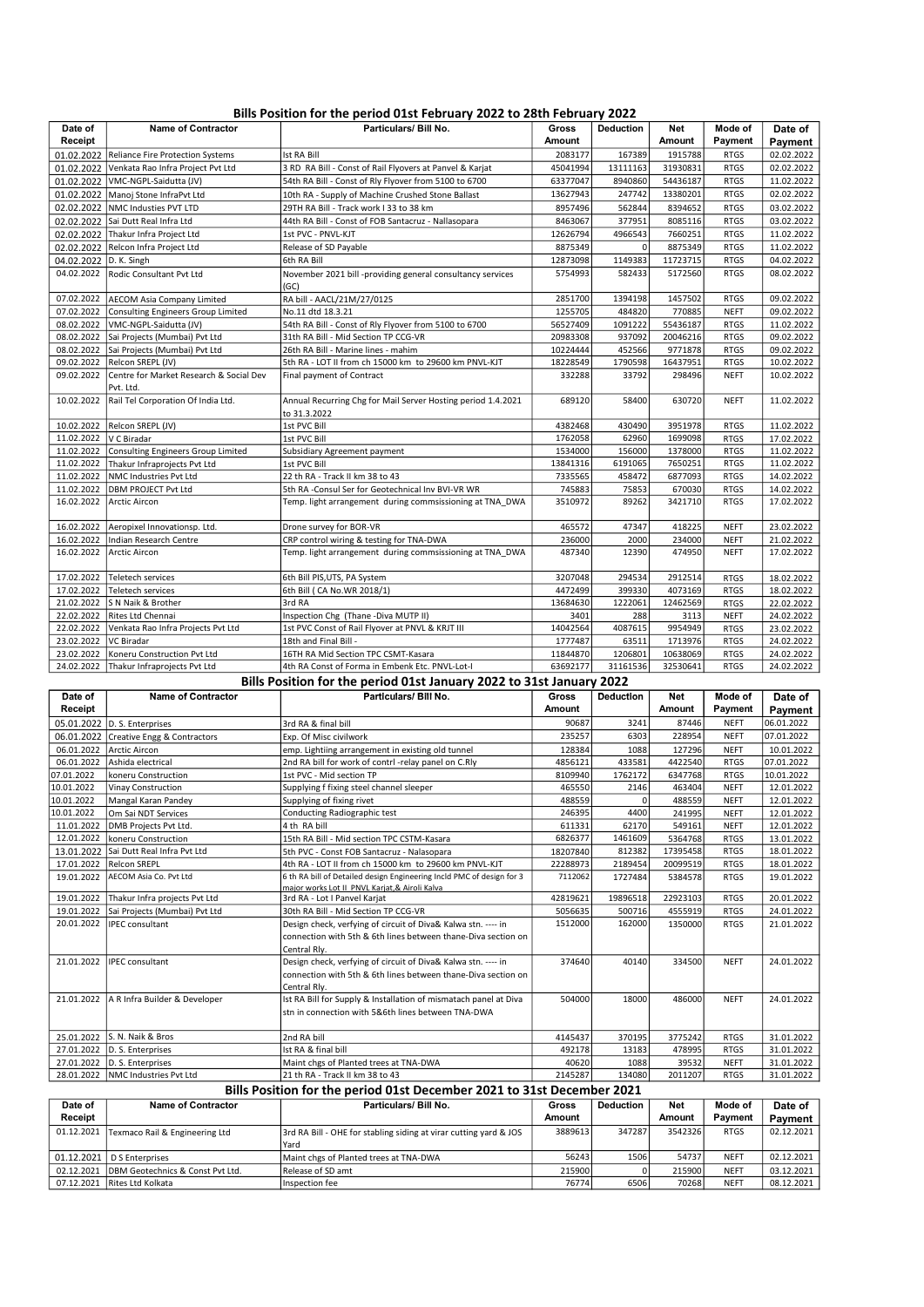## Bills Position for the period 01st February 2022 to 28th February 2022

| Date of Receipt | Name of Contractor | Particulars/ Bill No. | Gross Amount | Deduction | Net Amount | Mode of Payment | Date of Payment |
|---|---|---|---|---|---|---|---|
| 01.02.2022 | Reliance Fire Protection Systems | Ist RA Bill | 2083177 | 167389 | 1915788 | RTGS | 02.02.2022 |
| 01.02.2022 | Venkata Rao Infra Project Pvt Ltd | 3 RD RA Bill - Const of Rail Flyovers at Panvel & Karjat | 45041994 | 13111163 | 31930831 | RTGS | 02.02.2022 |
| 01.02.2022 | VMC-NGPL-Saidutta (JV) | 54th RA Bill - Const of Rly Flyover from 5100 to 6700 | 63377047 | 8940860 | 54436187 | RTGS | 11.02.2022 |
| 01.02.2022 | Manoj Stone InfraPvt Ltd | 10th RA - Supply of Machine Crushed Stone Ballast | 13627943 | 247742 | 13380201 | RTGS | 02.02.2022 |
| 02.02.2022 | NMC Industies PVT LTD | 29TH RA Bill - Track work I 33 to 38 km | 8957496 | 562844 | 8394652 | RTGS | 03.02.2022 |
| 02.02.2022 | Sai Dutt Real Infra Ltd | 44th RA Bill - Const of FOB Santacruz - Nallasopara | 8463067 | 377951 | 8085116 | RTGS | 03.02.2022 |
| 02.02.2022 | Thakur Infra Project Ltd | 1st PVC - PNVL-KJT | 12626794 | 4966543 | 7660251 | RTGS | 11.02.2022 |
| 02.02.2022 | Relcon Infra Project Ltd | Release of SD Payable | 8875349 | 0 | 8875349 | RTGS | 11.02.2022 |
| 04.02.2022 | D. K. Singh | 6th RA Bill | 12873098 | 1149383 | 11723715 | RTGS | 04.02.2022 |
| 04.02.2022 | Rodic Consultant Pvt Ltd | November 2021 bill -providing general consultancy services (GC) | 5754993 | 582433 | 5172560 | RTGS | 08.02.2022 |
| 07.02.2022 | AECOM Asia Company Limited | RA bill - AACL/21M/27/0125 | 2851700 | 1394198 | 1457502 | RTGS | 09.02.2022 |
| 07.02.2022 | Consulting Engineers Group Limited | No.11 dtd 18.3.21 | 1255705 | 484820 | 770885 | NEFT | 09.02.2022 |
| 08.02.2022 | VMC-NGPL-Saidutta (JV) | 54th RA Bill - Const of Rly Flyover from 5100 to 6700 | 56527409 | 1091222 | 55436187 | RTGS | 11.02.2022 |
| 08.02.2022 | Sai Projects (Mumbai) Pvt Ltd | 31th RA Bill - Mid Section TP CCG-VR | 20983308 | 937092 | 20046216 | RTGS | 09.02.2022 |
| 08.02.2022 | Sai Projects (Mumbai) Pvt Ltd | 26th RA Bill - Marine lines - mahim | 10224444 | 452566 | 9771878 | RTGS | 09.02.2022 |
| 09.02.2022 | Relcon SREPL (JV) | 5th RA - LOT II from ch 15000 km to 29600 km PNVL-KJT | 18228549 | 1790598 | 16437951 | RTGS | 10.02.2022 |
| 09.02.2022 | Centre for Market Research & Social Dev Pvt. Ltd. | Final payment of Contract | 332288 | 33792 | 298496 | NEFT | 10.02.2022 |
| 10.02.2022 | Rail Tel Corporation Of India Ltd. | Annual Recurring Chg for Mail Server Hosting period 1.4.2021 to 31.3.2022 | 689120 | 58400 | 630720 | NEFT | 11.02.2022 |
| 10.02.2022 | Relcon SREPL (JV) | 1st PVC Bill | 4382468 | 430490 | 3951978 | RTGS | 11.02.2022 |
| 11.02.2022 | V C Biradar | 1st PVC Bill | 1762058 | 62960 | 1699098 | RTGS | 17.02.2022 |
| 11.02.2022 | Consulting Engineers Group Limited | Subsidiary Agreement payment | 1534000 | 156000 | 1378000 | RTGS | 11.02.2022 |
| 11.02.2022 | Thakur Infraprojects Pvt Ltd | 1st PVC Bill | 13841316 | 6191065 | 7650251 | RTGS | 11.02.2022 |
| 11.02.2022 | NMC Industries Pvt Ltd | 22 th RA - Track II km 38 to 43 | 7335565 | 458472 | 6877093 | RTGS | 14.02.2022 |
| 11.02.2022 | DBM PROJECT Pvt Ltd | 5th RA -Consul Ser for Geotechnical Inv BVI-VR WR | 745883 | 75853 | 670030 | RTGS | 14.02.2022 |
| 16.02.2022 | Arctic Aircon | Temp. light arrangement during commsissioning at TNA_DWA | 3510972 | 89262 | 3421710 | RTGS | 17.02.2022 |
| 16.02.2022 | Aeropixel Innovationsp. Ltd. | Drone survey for BOR-VR | 465572 | 47347 | 418225 | NEFT | 23.02.2022 |
| 16.02.2022 | Indian Research Centre | CRP control wiring & testing for TNA-DWA | 236000 | 2000 | 234000 | NEFT | 21.02.2022 |
| 16.02.2022 | Arctic Aircon | Temp. light arrangement during commsissioning at TNA_DWA | 487340 | 12390 | 474950 | NEFT | 17.02.2022 |
| 17.02.2022 | Teletech services | 6th Bill PIS,UTS, PA System | 3207048 | 294534 | 2912514 | RTGS | 18.02.2022 |
| 17.02.2022 | Teletech services | 6th Bill ( CA No.WR 2018/1) | 4472499 | 399330 | 4073169 | RTGS | 18.02.2022 |
| 21.02.2022 | S N Naik & Brother | 3rd RA | 13684630 | 1222061 | 12462569 | RTGS | 22.02.2022 |
| 22.02.2022 | Rites Ltd Chennai | Inspection Chg (Thane -Diva MUTP II) | 3401 | 288 | 3113 | NEFT | 24.02.2022 |
| 22.02.2022 | Venkata Rao Infra Projects Pvt Ltd | 1st PVC Const of Rail Flyover at PNVL & KRJT III | 14042564 | 4087615 | 9954949 | RTGS | 23.02.2022 |
| 23.02.2022 | VC Biradar | 18th and Final Bill - | 1777487 | 63511 | 1713976 | RTGS | 24.02.2022 |
| 23.02.2022 | Koneru Construction Pvt Ltd | 16TH RA Mid Section TPC CSMT-Kasara | 11844870 | 1206801 | 10638069 | RTGS | 24.02.2022 |
| 24.02.2022 | Thakur Infraprojects Pvt Ltd | 4th RA Const of Forma in Embenk Etc. PNVL-Lot-I | 63692177 | 31161536 | 32530641 | RTGS | 24.02.2022 |

## Bills Position for the period 01st January 2022 to 31st January 2022

| Date of Receipt | Name of Contractor | Particulars/ Bill No. | Gross Amount | Deduction | Net Amount | Mode of Payment | Date of Payment |
|---|---|---|---|---|---|---|---|
| 05.01.2022 | D. S. Enterprises | 3rd RA & final bill | 90687 | 3241 | 87446 | NEFT | 06.01.2022 |
| 06.01.2022 | Creative Engg & Contractors | Exp. Of Misc civilwork | 235257 | 6303 | 228954 | NEFT | 07.01.2022 |
| 06.01.2022 | Arctic Aircon | emp. Lightiing arrangement in existing old tunnel | 128384 | 1088 | 127296 | NEFT | 10.01.2022 |
| 06.01.2022 | Ashida electrical | 2nd RA bill for work of contrl -relay panel on C.Rly | 4856121 | 433581 | 4422540 | RTGS | 07.01.2022 |
| 07.01.2022 | koneru Construction | 1st PVC - Mid section TP | 8109940 | 1762172 | 6347768 | RTGS | 10.01.2022 |
| 10.01.2022 | Vinay Construction | Supplying f fixing steel channel sleeper | 465550 | 2146 | 463404 | NEFT | 12.01.2022 |
| 10.01.2022 | Mangal Karan Pandey | Supplying of fixing rivet | 488559 | 0 | 488559 | NEFT | 12.01.2022 |
| 10.01.2022 | Om Sai NDT Services | Conducting Radiographic test | 246395 | 4400 | 241995 | NEFT | 12.01.2022 |
| 11.01.2022 | DMB Projects Pvt Ltd. | 4 th RA bill | 611331 | 62170 | 549161 | NEFT | 12.01.2022 |
| 12.01.2022 | koneru Construction | 15th RA Bill - Mid section TPC CSTM-Kasara | 6826377 | 1461609 | 5364768 | RTGS | 13.01.2022 |
| 13.01.2022 | Sai Dutt Real Infra Pvt Ltd | 5th PVC - Const FOB Santacruz - Nalasopara | 18207840 | 812382 | 17395458 | RTGS | 18.01.2022 |
| 17.01.2022 | Relcon SREPL | 4th RA - LOT II from ch 15000 km to 29600 km PNVL-KJT | 22288973 | 2189454 | 20099519 | RTGS | 18.01.2022 |
| 19.01.2022 | AECOM Asia Co. Pvt Ltd | 6 th RA bill of Detailed design Engineering Incld PMC of design for 3 major works Lot II PNVL Karjat,& Airoli Kalva | 7112062 | 1727484 | 5384578 | RTGS | 19.01.2022 |
| 19.01.2022 | Thakur Infra projects Pvt Ltd | 3rd RA - Lot I Panvel Karjat | 42819621 | 19896518 | 22923103 | RTGS | 20.01.2022 |
| 19.01.2022 | Sai Projects (Mumbai) Pvt Ltd | 30th RA Bill - Mid Section TP CCG-VR | 5056635 | 500716 | 4555919 | RTGS | 24.01.2022 |
| 20.01.2022 | IPEC consultant | Design check, verfying of circuit of Diva& Kalwa stn. ---- in connection with 5th & 6th lines between thane-Diva section on Central Rly. | 1512000 | 162000 | 1350000 | RTGS | 21.01.2022 |
| 21.01.2022 | IPEC consultant | Design check, verfying of circuit of Diva& Kalwa stn. ---- in connection with 5th & 6th lines between thane-Diva section on Central Rly. | 374640 | 40140 | 334500 | NEFT | 24.01.2022 |
| 21.01.2022 | A R Infra Builder & Developer | Ist RA Bill for Supply & Installation of mismatach panel at Diva stn in connection with 5&6th lines between TNA-DWA | 504000 | 18000 | 486000 | NEFT | 24.01.2022 |
| 25.01.2022 | S. N. Naik & Bros | 2nd RA bill | 4145437 | 370195 | 3775242 | RTGS | 31.01.2022 |
| 27.01.2022 | D. S. Enterprises | Ist RA & final bill | 492178 | 13183 | 478995 | RTGS | 31.01.2022 |
| 27.01.2022 | D. S. Enterprises | Maint chgs of Planted trees at TNA-DWA | 40620 | 1088 | 39532 | NEFT | 31.01.2022 |
| 28.01.2022 | NMC Industries Pvt Ltd | 21 th RA - Track II km 38 to 43 | 2145287 | 134080 | 2011207 | RTGS | 31.01.2022 |

## Bills Position for the period 01st December 2021 to 31st December 2021

| Date of Receipt | Name of Contractor | Particulars/ Bill No. | Gross Amount | Deduction | Net Amount | Mode of Payment | Date of Payment |
|---|---|---|---|---|---|---|---|
| 01.12.2021 | Texmaco Rail & Engineering Ltd | 3rd RA Bill - OHE for stabling siding at virar cutting yard & JOS Yard | 3889613 | 347287 | 3542326 | RTGS | 02.12.2021 |
| 01.12.2021 | D S Enterprises | Maint chgs of Planted trees at TNA-DWA | 56243 | 1506 | 54737 | NEFT | 02.12.2021 |
| 02.12.2021 | DBM Geotechnics & Const Pvt Ltd. | Release of SD amt | 215900 | 0 | 215900 | NEFT | 03.12.2021 |
| 07.12.2021 | Rites Ltd Kolkata | Inspection fee | 76774 | 6506 | 70268 | NEFT | 08.12.2021 |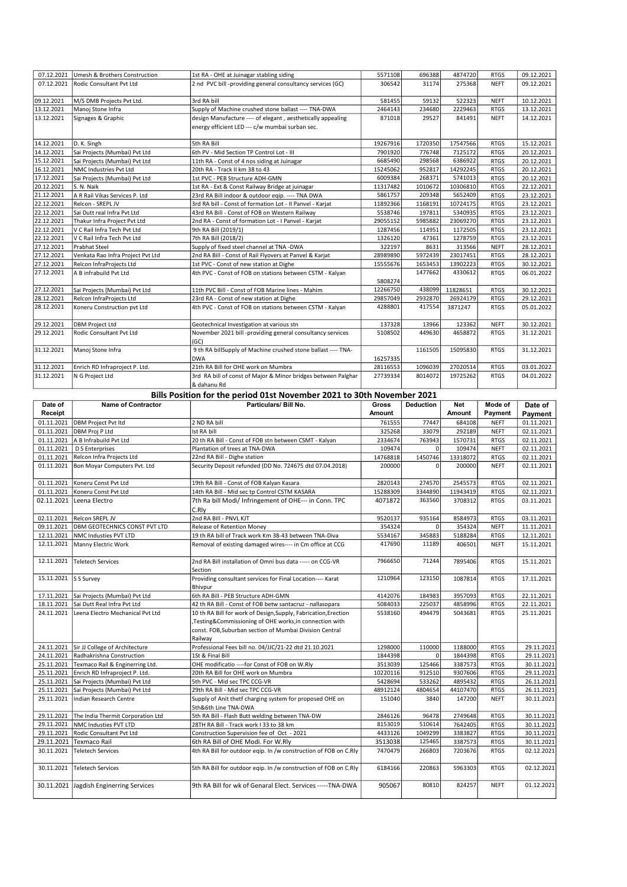| | | | | | | | |
|---|---|---|---|---|---|---|---|
| 07.12.2021 | Umesh & Brothers Construction | 1st RA - OHE at Juinagar stabling siding | 5571108 | 696388 | 4874720 | RTGS | 09.12.2021 |
| 07.12.2021 | Rodic Consultant Pvt Ltd | 2 nd PVC bill -providing general consultancy services (GC) | 306542 | 31174 | 275368 | NEFT | 09.12.2021 |
| 09.12.2021 | M/S DMB Projects Pvt Ltd. | 3rd RA bill | 581455 | 59132 | 522323 | NEFT | 10.12.2021 |
| 13.12.2021 | Manoj Stone Infra | Supply of Machine crushed stone ballast ---- TNA-DWA | 2464143 | 234680 | 2229463 | RTGS | 13.12.2021 |
| 13.12.2021 | Signages & Graphic | design Manufacture ---- of elegant , aesthetically appealing energy efficient LED --- c/w mumbai surban sec. | 871018 | 29527 | 841491 | NEFT | 14.12.2021 |
| 14.12.2021 | D. K. Singh | 5th RA Bill | 19267916 | 1720350 | 17547566 | RTGS | 15.12.2021 |
| 14.12.2021 | Sai Projects (Mumbai) Pvt Ltd | 6th PV - Mid Section TP Control Lot - III | 7901920 | 776748 | 7125172 | RTGS | 20.12.2021 |
| 15.12.2021 | Sai Projects (Mumbai) Pvt Ltd | 11th RA - Const of 4 nos siding at Juinagar | 6685490 | 298568 | 6386922 | RTGS | 20.12.2021 |
| 16.12.2021 | NMC Industries Pvt Ltd | 20th RA - Track II km 38 to 43 | 15245062 | 952817 | 14292245 | RTGS | 20.12.2021 |
| 17.12.2021 | Sai Projects (Mumbai) Pvt Ltd | 1st PVC - PEB Structure ADH-GMN | 6009384 | 268371 | 5741013 | RTGS | 20.12.2021 |
| 20.12.2021 | S. N. Naik | 1st RA - Ext & Const Railway Bridge at juinagar | 11317482 | 1010672 | 10306810 | RTGS | 22.12.2021 |
| 21.12.2021 | A R Rail Vikas Services P. Ltd | 23rd RA Bill indoor & outdoor eqip. ---- TNA DWA | 5861757 | 209348 | 5652409 | RTGS | 23.12.2021 |
| 22.12.2021 | Relcon - SREPL JV | 3rd RA bill - Const of formation Lot - II Panvel - Karjat | 11892366 | 1168191 | 10724175 | RTGS | 23.12.2021 |
| 22.12.2021 | Sai Dutt real Infra Pvt Ltd | 43rd RA Bill - Const of FOB on Western Railway | 5538746 | 197811 | 5340935 | RTGS | 23.12.2021 |
| 22.12.2021 | Thakur Infra Project Pvt Ltd | 2nd RA - Const of formation Lot - I Panvel - Karjat | 29055152 | 5985882 | 23069270 | RTGS | 23.12.2021 |
| 22.12.2021 | V C Rail Infra Tech Pvt Ltd | 9th RA Bill (2019/1) | 1287456 | 114951 | 1172505 | RTGS | 23.12.2021 |
| 22.12.2021 | V C Rail Infra Tech Pvt Ltd | 7th RA Bill (2018/2) | 1326120 | 47361 | 1278759 | RTGS | 23.12.2021 |
| 27.12.2021 | Prabhat Steel | Supply of fixed steel channel at TNA -DWA | 322197 | 8631 | 313566 | NEFT | 28.12.2021 |
| 27.12.2021 | Venkata Rao Infra Project Pvt Ltd | 2nd RA Bill - Const of Rail Flyovers at Panvel & Karjat | 28989890 | 5972439 | 23017451 | RTGS | 28.12.2021 |
| 27.12.2021 | Relcon InfraProjects Ltd | 1st PVC - Const of new station at Dighe | 15555676 | 1653453 | 13902223 | RTGS | 30.12.2021 |
| 27.12.2021 | A B infrabuild Pvt Ltd | 4th PVC - Const of FOB on stations between CSTM - Kalyan | 5808274 | 1477662 | 4330612 | RTGS | 06.01.2022 |
| 27.12.2021 | Sai Projects (Mumbai) Pvt Ltd | 11th PVC Bill - Const of FOB Marine lines - Mahim | 12266750 | 438099 | 11828651 | RTGS | 30.12.2021 |
| 28.12.2021 | Relcon InfraProjects Ltd | 23rd RA - Const of new station at Dighe | 29857049 | 2932870 | 26924179 | RTGS | 29.12.2021 |
| 28.12.2021 | Koneru Construction pvt Ltd | 4th PVC - Const of FOB on stations between CSTM - Kalyan | 4288801 | 417554 | 3871247 | RTGS | 05.01.2022 |
| 29.12.2021 | DBM Project Ltd | Geotechnical Investigation at various stn | 137328 | 13966 | 123362 | NEFT | 30.12.2021 |
| 29.12.2021 | Rodic Consultant Pvt Ltd | November 2021 bill -providing general consultancy services (GC) | 5108502 | 449630 | 4658872 | RTGS | 31.12.2021 |
| 31.12.2021 | Manoj Stone Infra | 9 th RA billSupply of Machine crushed stone ballast ---- TNA-DWA | 16257335 | 1161505 | 15095830 | RTGS | 31.12.2021 |
| 31.12.2021 | Enrich RD Infraproject P. Ltd. | 21th RA Bill for OHE work on Mumbra | 28116553 | 1096039 | 27020514 | RTGS | 03.01.2022 |
| 31.12.2021 | N G Project Ltd | 3rd RA bill of const of Major & Minor bridges between Palghar & dahanu Rd | 27739334 | 8014072 | 19725262 | RTGS | 04.01.2022 |

## Bills Position for the period 01st November 2021 to 30th November 2021

| Date of Receipt | Name of Contractor | Particulars/ Bill No. | Gross Amount | Deduction | Net Amount | Mode of Payment | Date of Payment |
|---|---|---|---|---|---|---|---|
| 01.11.2021 | DBM Project Pvt ltd | 2 ND RA bill | 761555 | 77447 | 684108 | NEFT | 01.11.2021 |
| 01.11.2021 | DBM Proj P Ltd | Ist RA bill | 325268 | 33079 | 292189 | NEFT | 02.11.2021 |
| 01.11.2021 | A B Infrabuild Pvt Ltd | 20 th RA Bill - Const of FOB stn between CSMT - Kalyan | 2334674 | 763943 | 1570731 | RTGS | 02.11.2021 |
| 01.11.2021 | D S Enterprises | Plantation of trees at TNA-DWA | 109474 | 0 | 109474 | NEFT | 02.11.2021 |
| 01.11.2021 | Relcon Infra Projects Ltd | 22nd RA Bill - Dighe station | 14768818 | 1450746 | 13318072 | RTGS | 02.11.2021 |
| 01.11.2021 | Bon Moyar Computers Pvt. Ltd | Security Deposit refunded (DD No. 724675 dtd 07.04.2018) | 200000 | 0 | 200000 | NEFT | 02.11.2021 |
| 01.11.2021 | Koneru Const Pvt Ltd | 19th RA Bill - Const of FOB Kalyan Kasara | 2820143 | 274570 | 2545573 | RTGS | 02.11.2021 |
| 01.11.2021 | Koneru Const Pvt Ltd | 14th RA Bill - Mid sec tp Control CSTM KASARA | 15288309 | 3344890 | 11943419 | RTGS | 02.11.2021 |
| 02.11.2021 | Leena Electro | 7th Ra bill Modi/ Infringement of OHE--- in Conn. TPC C.Rly | 4071872 | 363560 | 3708312 | RTGS | 03.11.2021 |
| 02.11.2021 | Relcon SREPL JV | 2nd RA Bill - PNVL KJT | 9520137 | 935164 | 8584973 | RTGS | 03.11.2021 |
| 09.11.2021 | DBM GEOTECHNICS CONST PVT LTD | Release of Retention Money | 354324 | 0 | 354324 | NEFT | 11.11.2021 |
| 12.11.2021 | NMC Industies PVT LTD | 19 th RA bill of Track work Km 38-43 between TNA-Diva | 5534167 | 345883 | 5188284 | RTGS | 12.11.2021 |
| 12.11.2021 | Manny Electric Work | Removal of existing damaged wires---- in Cm office at CCG | 417690 | 11189 | 406501 | NEFT | 15.11.2021 |
| 12.11.2021 | Teletech Services | 2nd RA Bill installation of Omni bus data ----- on CCG-VR Section | 7966650 | 71244 | 7895406 | RTGS | 15.11.2021 |
| 15.11.2021 | S S Survey | Providing consultant services for Final Location---- Karat Bhivpur | 1210964 | 123150 | 1087814 | RTGS | 17.11.2021 |
| 17.11.2021 | Sai Projects (Mumbai) Pvt Ltd | 6th RA Bill - PEB Structure ADH-GMN | 4142076 | 184983 | 3957093 | RTGS | 22.11.2021 |
| 18.11.2021 | Sai Dutt Real Infra Pvt Ltd | 42 th RA Bill - Const of FOB betw santacruz - nallasopara | 5084033 | 225037 | 4858996 | RTGS | 22.11.2021 |
| 24.11.2021 | Leena Electro Mechanical Pvt Ltd | 10 th RA Bill for work of Design,Supply, Fabrication,Erection ,Testing&Commissioning of OHE works,in connection with const. FOB,Suburban section of Mumbai Division Central Railway | 5538160 | 494479 | 5043681 | RTGS | 25.11.2021 |
| 24.11.2021 | Sir JJ College of Architecture | Professional Fees bill no. 04/JJC/21-22 dtd 21.10.2021 | 1298000 | 110000 | 1188000 | RTGS | 29.11.2021 |
| 24.11.2021 | Radhakrishna Construction | 1St & Final Bill | 1844398 | 0 | 1844398 | RTGS | 29.11.2021 |
| 25.11.2021 | Texmaco Rail & Enginerring Ltd. | OHE modificatio ----for Const of FOB on W.Rly | 3513039 | 125466 | 3387573 | RTGS | 30.11.2021 |
| 25.11.2021 | Enrich RD Infraproject P. Ltd. | 20th RA Bill for OHE work on Mumbra | 10220116 | 912510 | 9307606 | RTGS | 29.11.2021 |
| 25.11.2021 | Sai Projects (Mumbai) Pvt Ltd | 5th PVC - Mid sec TPC CCG-VR | 5428694 | 533262 | 4895432 | RTGS | 26.11.2021 |
| 25.11.2021 | Sai Projects (Mumbai) Pvt Ltd | 29th RA Bill - Mid sec TPC CCG-VR | 48912124 | 4804654 | 44107470 | RTGS | 26.11.2021 |
| 29.11.2021 | Indian Research Centre | Supply of Anit thetf charging system for proposed OHE on 5th&6th Line TNA-DWA | 151040 | 3840 | 147200 | NEFT | 30.11.2021 |
| 29.11.2021 | The India Thermit Corporation Ltd | 5th RA Bill - Flash Butt welding between TNA-DW | 2846126 | 96478 | 2749648 | RTGS | 30.11.2021 |
| 29.11.2021 | NMC Industies PVT LTD | 28TH RA Bill - Track work I 33 to 38 km | 8153019 | 510614 | 7642405 | RTGS | 30.11.2021 |
| 29.11.2021 | Rodic Consultant Pvt Ltd | Construction Supervision fee of Oct - 2021 | 4433126 | 1049299 | 3383827 | RTGS | 30.11.2021 |
| 29.11.2021 | Texmaco Rail | 6th RA Bill of OHE Modi. For W.Rly | 3513038 | 125465 | 3387573 | RTGS | 30.11.2021 |
| 30.11.2021 | Teletech Services | 4th RA Bill for outdoor eqip. In /w construction of FOB on C.Rly | 7470479 | 266803 | 7203676 | RTGS | 02.12.2021 |
| 30.11.2021 | Teletech Services | 5th RA Bill for outdoor eqip. In /w construction of FOB on C.Rly | 6184166 | 220863 | 5963303 | RTGS | 02.12.2021 |
| 30.11.2021 | Jagdish Enginerring Services | 9th RA Bill for wk of Genaral Elect. Services -----TNA-DWA | 905067 | 80810 | 824257 | NEFT | 01.12.2021 |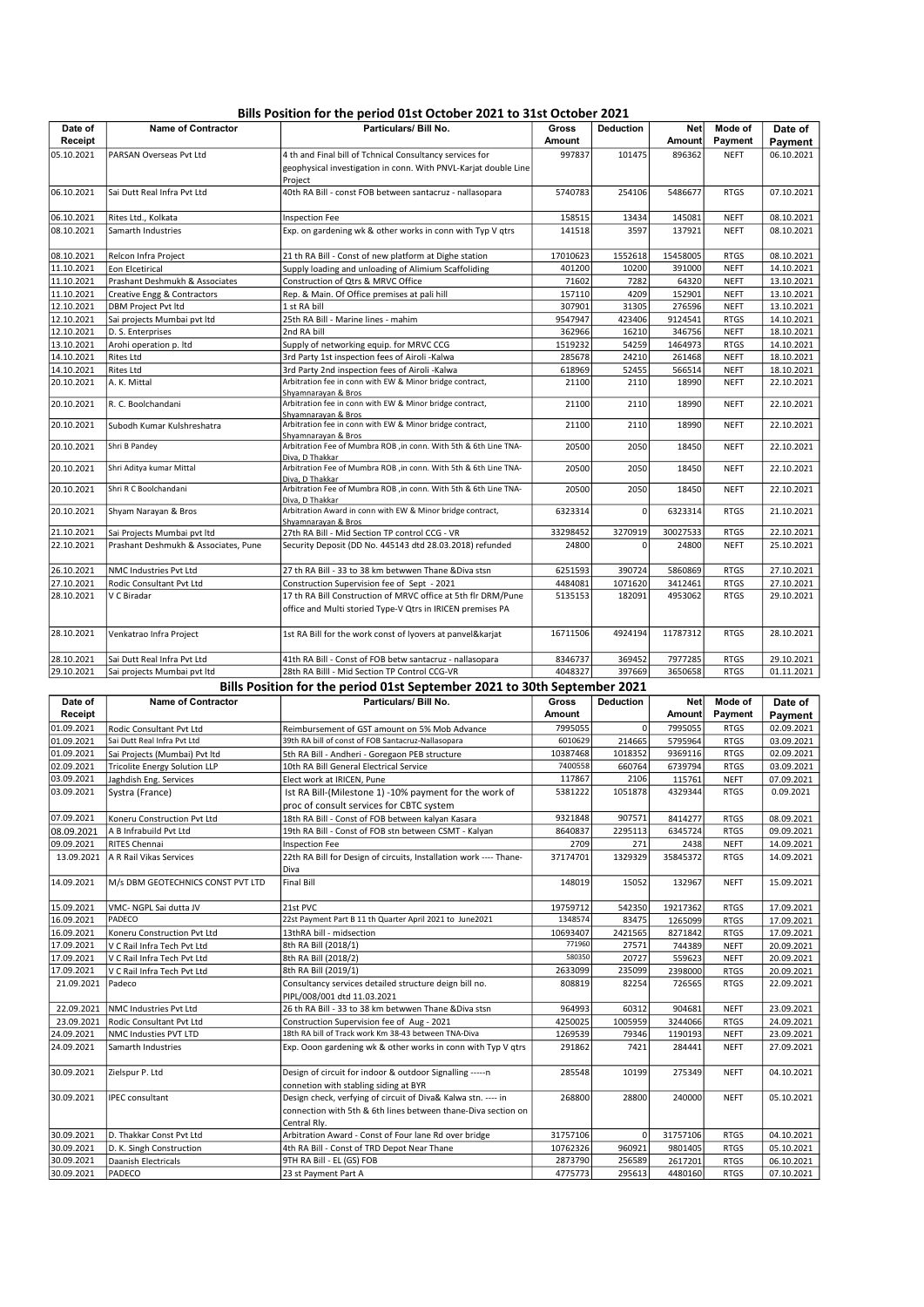## Bills Position for the period 01st October 2021 to 31st October 2021

| Date of Receipt | Name of Contractor | Particulars/ Bill No. | Gross Amount | Deduction | Net Amount | Mode of Payment | Date of Payment |
|---|---|---|---|---|---|---|---|
| 05.10.2021 | PARSAN Overseas Pvt Ltd | 4 th and Final bill of Tchnical Consultancy services for geophysical investigation in conn. With PNVL-Karjat double Line Project | 997837 | 101475 | 896362 | NEFT | 06.10.2021 |
| 06.10.2021 | Sai Dutt Real Infra Pvt Ltd | 40th RA Bill - const FOB between santacruz - nallasopara | 5740783 | 254106 | 5486677 | RTGS | 07.10.2021 |
| 06.10.2021 | Rites Ltd., Kolkata | Inspection Fee | 158515 | 13434 | 145081 | NEFT | 08.10.2021 |
| 08.10.2021 | Samarth Industries | Exp. on gardening wk & other works in conn with Typ V qtrs | 141518 | 3597 | 137921 | NEFT | 08.10.2021 |
| 08.10.2021 | Relcon Infra Project | 21 th RA Bill - Const of new platform at Dighe station | 17010623 | 1552618 | 15458005 | RTGS | 08.10.2021 |
| 11.10.2021 | Eon Elcetirical | Supply loading and unloading of Alimium Scaffoliding | 401200 | 10200 | 391000 | NEFT | 14.10.2021 |
| 11.10.2021 | Prashant Deshmukh & Associates | Construction of Qtrs & MRVC Office | 71602 | 7282 | 64320 | NEFT | 13.10.2021 |
| 11.10.2021 | Creative Engg & Contractors | Rep. & Main. Of Office premises at pali hill | 157110 | 4209 | 152901 | NEFT | 13.10.2021 |
| 12.10.2021 | DBM Project Pvt ltd | 1 st RA bill | 307901 | 31305 | 276596 | NEFT | 13.10.2021 |
| 12.10.2021 | Sai projects Mumbai pvt ltd | 25th RA Bill - Marine lines - mahim | 9547947 | 423406 | 9124541 | RTGS | 14.10.2021 |
| 12.10.2021 | D. S. Enterprises | 2nd RA bill | 362966 | 16210 | 346756 | NEFT | 18.10.2021 |
| 13.10.2021 | Arohi operation p. ltd | Supply of networking equip. for MRVC CCG | 1519232 | 54259 | 1464973 | RTGS | 14.10.2021 |
| 14.10.2021 | Rites Ltd | 3rd Party 1st inspection fees of Airoli -Kalwa | 285678 | 24210 | 261468 | NEFT | 18.10.2021 |
| 14.10.2021 | Rites Ltd | 3rd Party 2nd inspection fees of Airoli -Kalwa | 618969 | 52455 | 566514 | NEFT | 18.10.2021 |
| 20.10.2021 | A. K. Mittal | Arbitration fee in conn with EW & Minor bridge contract, Shyamnarayan & Bros | 21100 | 2110 | 18990 | NEFT | 22.10.2021 |
| 20.10.2021 | R. C. Boolchandani | Arbitration fee in conn with EW & Minor bridge contract, Shyamnarayan & Bros | 21100 | 2110 | 18990 | NEFT | 22.10.2021 |
| 20.10.2021 | Subodh Kumar Kulshreshatra | Arbitration fee in conn with EW & Minor bridge contract, Shyamnarayan & Bros | 21100 | 2110 | 18990 | NEFT | 22.10.2021 |
| 20.10.2021 | Shri B Pandey | Arbitration Fee of Mumbra ROB ,in conn. With 5th & 6th Line TNA-Diva, D Thakkar | 20500 | 2050 | 18450 | NEFT | 22.10.2021 |
| 20.10.2021 | Shri Aditya kumar Mittal | Arbitration Fee of Mumbra ROB ,in conn. With 5th & 6th Line TNA-Diva, D Thakkar | 20500 | 2050 | 18450 | NEFT | 22.10.2021 |
| 20.10.2021 | Shri R C Boolchandani | Arbitration Fee of Mumbra ROB ,in conn. With 5th & 6th Line TNA-Diva, D Thakkar | 20500 | 2050 | 18450 | NEFT | 22.10.2021 |
| 20.10.2021 | Shyam Narayan & Bros | Arbitration Award in conn with EW & Minor bridge contract, Shyamnarayan & Bros | 6323314 | 0 | 6323314 | RTGS | 21.10.2021 |
| 21.10.2021 | Sai Projects Mumbai pvt ltd | 27th RA Bill - Mid Section TP control CCG - VR | 33298452 | 3270919 | 30027533 | RTGS | 22.10.2021 |
| 22.10.2021 | Prashant Deshmukh & Associates, Pune | Security Deposit (DD No. 445143 dtd 28.03.2018) refunded | 24800 | 0 | 24800 | NEFT | 25.10.2021 |
| 26.10.2021 | NMC Industries Pvt Ltd | 27 th RA Bill - 33 to 38 km betwwen Thane &Diva stsn | 6251593 | 390724 | 5860869 | RTGS | 27.10.2021 |
| 27.10.2021 | Rodic Consultant Pvt Ltd | Construction Supervision fee of Sept - 2021 | 4484081 | 1071620 | 3412461 | RTGS | 27.10.2021 |
| 28.10.2021 | V C Biradar | 17 th RA Bill Construction of MRVC office at 5th flr DRM/Pune office and Multi storied Type-V Qtrs in IRICEN premises PA | 5135153 | 182091 | 4953062 | RTGS | 29.10.2021 |
| 28.10.2021 | Venkatrao Infra Project | 1st RA Bill for the work const of lyovers at panvel&karjat | 16711506 | 4924194 | 11787312 | RTGS | 28.10.2021 |
| 28.10.2021 | Sai Dutt Real Infra Pvt Ltd | 41th RA Bill - Const of FOB betw santacruz - nallasopara | 8346737 | 369452 | 7977285 | RTGS | 29.10.2021 |
| 29.10.2021 | Sai projects Mumbai pvt ltd | 28th RA Billl - Mid Section TP Control CCG-VR | 4048327 | 397669 | 3650658 | RTGS | 01.11.2021 |

## Bills Position for the period 01st September 2021 to 30th September 2021

| Date of Receipt | Name of Contractor | Particulars/ Bill No. | Gross Amount | Deduction | Net Amount | Mode of Payment | Date of Payment |
|---|---|---|---|---|---|---|---|
| 01.09.2021 | Rodic Consultant Pvt Ltd | Reimbursement of GST amount on 5% Mob Advance | 7995055 | 0 | 7995055 | RTGS | 02.09.2021 |
| 01.09.2021 | Sai Dutt Real Infra Pvt Ltd | 39th RA bill of const of FOB Santacruz-Nallasopara | 6010629 | 214665 | 5795964 | RTGS | 03.09.2021 |
| 01.09.2021 | Sai Projects (Mumbai) Pvt ltd | 5th RA Bill - Andheri - Goregaon PEB structure | 10387468 | 1018352 | 9369116 | RTGS | 02.09.2021 |
| 02.09.2021 | Tricolite Energy Solution LLP | 10th RA Bill General Electrical Service | 7400558 | 660764 | 6739794 | RTGS | 03.09.2021 |
| 03.09.2021 | Jaghdish Eng. Services | Elect work at IRICEN, Pune | 117867 | 2106 | 115761 | NEFT | 07.09.2021 |
| 03.09.2021 | Systra (France) | Ist RA Bill-(Milestone 1) -10% payment for the work of proc of consult services for CBTC system | 5381222 | 1051878 | 4329344 | RTGS | 0.09.2021 |
| 07.09.2021 | Koneru Construction Pvt Ltd | 18th RA Bill - Const of FOB between kalyan Kasara | 9321848 | 907571 | 8414277 | RTGS | 08.09.2021 |
| 08.09.2021 | A B Infrabuild Pvt Ltd | 19th RA Bill - Const of FOB stn between CSMT - Kalyan | 8640837 | 2295113 | 6345724 | RTGS | 09.09.2021 |
| 09.09.2021 | RITES Chennai | Inspection Fee | 2709 | 271 | 2438 | NEFT | 14.09.2021 |
| 13.09.2021 | A R Rail Vikas Services | 22th RA Bill for Design of circuits, Installation work ---- Thane-Diva | 37174701 | 1329329 | 35845372 | RTGS | 14.09.2021 |
| 14.09.2021 | M/s DBM GEOTECHNICS CONST PVT LTD | Final Bill | 148019 | 15052 | 132967 | NEFT | 15.09.2021 |
| 15.09.2021 | VMC- NGPL Sai dutta JV | 21st PVC | 19759712 | 542350 | 19217362 | RTGS | 17.09.2021 |
| 16.09.2021 | PADECO | 22st Payment Part B 11 th Quarter April 2021 to June2021 | 1348574 | 83475 | 1265099 | RTGS | 17.09.2021 |
| 16.09.2021 | Koneru Construction Pvt Ltd | 13thRA bill - midsection | 10693407 | 2421565 | 8271842 | RTGS | 17.09.2021 |
| 17.09.2021 | V C Rail Infra Tech Pvt Ltd | 8th RA Bill (2018/1) | 771960 | 27571 | 744389 | NEFT | 20.09.2021 |
| 17.09.2021 | V C Rail Infra Tech Pvt Ltd | 8th RA Bill (2018/2) | 580350 | 20727 | 559623 | NEFT | 20.09.2021 |
| 17.09.2021 | V C Rail Infra Tech Pvt Ltd | 8th RA Bill (2019/1) | 2633099 | 235099 | 2398000 | RTGS | 20.09.2021 |
| 21.09.2021 | Padeco | Consultancy services detailed structure deign bill no. PIPL/008/001 dtd 11.03.2021 | 808819 | 82254 | 726565 | RTGS | 22.09.2021 |
| 22.09.2021 | NMC Industries Pvt Ltd | 26 th RA Bill - 33 to 38 km betwwen Thane &Diva stsn | 964993 | 60312 | 904681 | NEFT | 23.09.2021 |
| 23.09.2021 | Rodic Consultant Pvt Ltd | Construction Supervision fee of Aug - 2021 | 4250025 | 1005959 | 3244066 | RTGS | 24.09.2021 |
| 24.09.2021 | NMC Industies PVT LTD | 18th RA Bill of Track work Km 38-43 between TNA-Diva | 1269539 | 79346 | 1190193 | NEFT | 23.09.2021 |
| 24.09.2021 | Samarth Industries | Exp. Ooon gardening wk & other works in conn with Typ V qtrs | 291862 | 7421 | 284441 | NEFT | 27.09.2021 |
| 30.09.2021 | Zielspur P. Ltd | Design of circuit for indoor & outdoor Signalling -----n connetion with stabling siding at BYR | 285548 | 10199 | 275349 | NEFT | 04.10.2021 |
| 30.09.2021 | IPEC consultant | Design check, verfying of circuit of Diva& Kalwa stn. ---- in connection with 5th & 6th lines between thane-Diva section on Central Rly. | 268800 | 28800 | 240000 | NEFT | 05.10.2021 |
| 30.09.2021 | D. Thakkar Const Pvt Ltd | Arbitration Award - Const of Four lane Rd over bridge | 31757106 | 0 | 31757106 | RTGS | 04.10.2021 |
| 30.09.2021 | D. K. Singh Construction | 4th RA Bill - Const of TRD Depot Near Thane | 10762326 | 960921 | 9801405 | RTGS | 05.10.2021 |
| 30.09.2021 | Daanish Electricals | 9TH RA Bill - EL (GS) FOB | 2873790 | 256589 | 2617201 | RTGS | 06.10.2021 |
| 30.09.2021 | PADECO | 23 st Payment Part A | 4775773 | 295613 | 4480160 | RTGS | 07.10.2021 |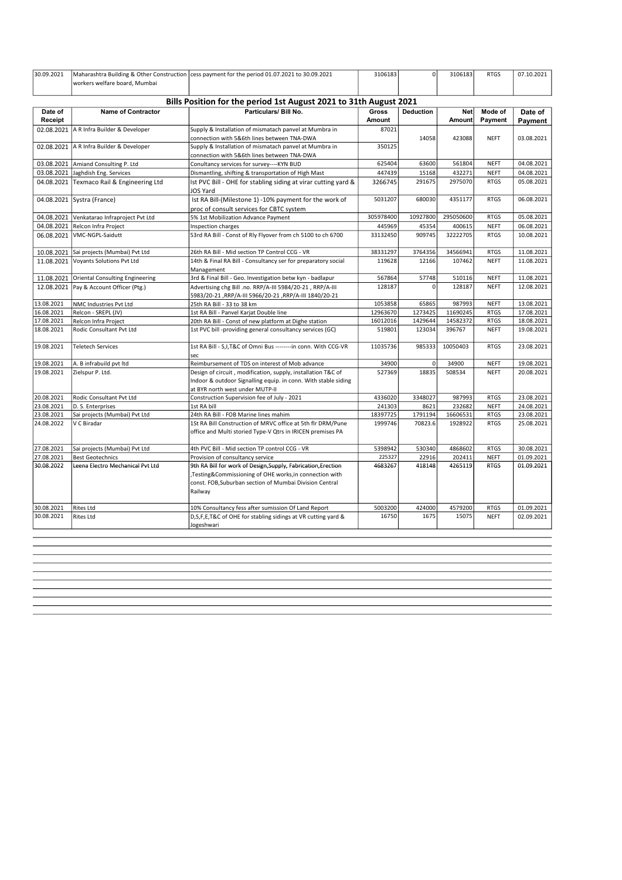| 30.09.2021 | Maharashtra Building & Other Construction workers welfare board, Mumbai | cess payment for the period 01.07.2021 to 30.09.2021 | 3106183 | 0 | 3106183 | RTGS | 07.10.2021 |
|---|---|---|---|---|---|---|---|

## Bills Position for the period 1st August 2021 to 31th August 2021

| Date of Receipt | Name of Contractor | Particulars/ Bill No. | Gross Amount | Deduction | Net Amount | Mode of Payment | Date of Payment |
|---|---|---|---|---|---|---|---|
| 02.08.2021 | A R Infra Builder & Developer | Supply & Installation of mismatach panvel at Mumbra in connection with 5&6th lines between TNA-DWA | 87021 | 14058 | 423088 | NEFT | 03.08.2021 |
| 02.08.2021 | A R Infra Builder & Developer | Supply & Installation of mismatach panvel at Mumbra in connection with 5&6th lines between TNA-DWA | 350125 | | | | |
| 03.08.2021 | Amiand Consulting P. Ltd | Conultancy services for survey----KYN BUD | 625404 | 63600 | 561804 | NEFT | 04.08.2021 |
| 03.08.2021 | Jaghdish Eng. Services | Dismantling, shifting & transportation of High Mast | 447439 | 15168 | 432271 | NEFT | 04.08.2021 |
| 04.08.2021 | Texmaco Rail & Engineering Ltd | Ist PVC Bill - OHE for stabling siding at virar cutting yard & JOS Yard | 3266745 | 291675 | 2975070 | RTGS | 05.08.2021 |
| 04.08.2021 | Systra (France) | Ist RA Bill-(Milestone 1) -10% payment for the work of proc of consult services for CBTC system | 5031207 | 680030 | 4351177 | RTGS | 06.08.2021 |
| 04.08.2021 | Venkatarao Infraproject Pvt Ltd | 5% 1st Mobilization Advance Payment | 305978400 | 10927800 | 295050600 | RTGS | 05.08.2021 |
| 04.08.2021 | Relcon Infra Project | Inspection charges | 445969 | 45354 | 400615 | NEFT | 06.08.2021 |
| 06.08.2021 | VMC-NGPL-Saidutt | 53rd RA Bill - Const of Rly Flyover from ch 5100 to ch 6700 | 33132450 | 909745 | 32222705 | RTGS | 10.08.2021 |
| 10.08.2021 | Sai projects (Mumbai) Pvt Ltd | 26th RA Bill - Mid section TP Control CCG - VR | 38331297 | 3764356 | 34566941 | RTGS | 11.08.2021 |
| 11.08.2021 | Voyants Solutions Pvt Ltd | 14th & Final RA Bill - Consultancy ser for preparatory social Management | 119628 | 12166 | 107462 | NEFT | 11.08.2021 |
| 11.08.2021 | Oriental Consulting Engineering | 3rd & Final Bill - Geo. Investigation betw kyn - badlapur | 567864 | 57748 | 510116 | NEFT | 11.08.2021 |
| 12.08.2021 | Pay & Account Officer (Ptg.) | Advertising chg Bill .no. RRP/A-III 5984/20-21 , RRP/A-III 5983/20-21 ,RRP/A-III 5966/20-21 ,RRP/A-III 1840/20-21 | 128187 | 0 | 128187 | NEFT | 12.08.2021 |
| 13.08.2021 | NMC Industries Pvt Ltd | 25th RA Bill - 33 to 38 km | 1053858 | 65865 | 987993 | NEFT | 13.08.2021 |
| 16.08.2021 | Relcon - SREPL (JV) | 1st RA Bill - Panvel Karjat Double line | 12963670 | 1273425 | 11690245 | RTGS | 17.08.2021 |
| 17.08.2021 | Relcon Infra Project | 20th RA Bill - Const of new platform at Dighe station | 16012016 | 1429644 | 14582372 | RTGS | 18.08.2021 |
| 18.08.2021 | Rodic Consultant Pvt Ltd | 1st PVC bill -providing general consultancy services (GC) | 519801 | 123034 | 396767 | NEFT | 19.08.2021 |
| 19.08.2021 | Teletech Services | 1st RA Bill - S,I,T&C of Omni Bus --------in conn. With CCG-VR sec | 11035736 | 985333 | 10050403 | RTGS | 23.08.2021 |
| 19.08.2021 | A. B infrabuild pvt ltd | Reimbursement of TDS on interest of Mob advance | 34900 | 0 | 34900 | NEFT | 19.08.2021 |
| 19.08.2021 | Zielspur P. Ltd. | Design of circuit , modification, supply, installation T&C of Indoor & outdoor Signalling equip. in conn. With stable siding at BYR north west under MUTP-II | 527369 | 18835 | 508534 | NEFT | 20.08.2021 |
| 20.08.2021 | Rodic Consultant Pvt Ltd | Construction Supervision fee of July - 2021 | 4336020 | 3348027 | 987993 | RTGS | 23.08.2021 |
| 23.08.2021 | D. S. Enterprises | 1st RA bill | 241303 | 8621 | 232682 | NEFT | 24.08.2021 |
| 23.08.2021 | Sai projects (Mumbai) Pvt Ltd | 24th RA Bill - FOB Marine lines mahim | 18397725 | 1791194 | 16606531 | RTGS | 23.08.2021 |
| 24.08.2022 | V C Biradar | 1St RA Bill Construction of MRVC office at 5th flr DRM/Pune office and Multi storied Type-V Qtrs in IRICEN premises PA | 1999746 | 70823.6 | 1928922 | RTGS | 25.08.2021 |
| 27.08.2021 | Sai projects (Mumbai) Pvt Ltd | 4th PVC Bill - Mid section TP control CCG - VR | 5398942 | 530340 | 4868602 | RTGS | 30.08.2021 |
| 27.08.2021 | Best Geotechnics | Provision of consultancy service | 225327 | 22916 | 202411 | NEFT | 01.09.2021 |
| 30.08.2022 | Leena Electro Mechanical Pvt Ltd | 9th RA Bill for work of Design,Supply, Fabrication,Erection ,Testing&Commissioning of OHE works,in connection with const. FOB,Suburban section of Mumbai Division Central Railway | 4683267 | 418148 | 4265119 | RTGS | 01.09.2021 |
| 30.08.2021 | Rites Ltd | 10% Consultancy fess after sumission Of Land Report | 5003200 | 424000 | 4579200 | RTGS | 01.09.2021 |
| 30.08.2021 | Rites Ltd | D,S,F,E,T&C of OHE for stabling sidings at VR cutting yard & Jogeshwari | 16750 | 1675 | 15075 | NEFT | 02.09.2021 |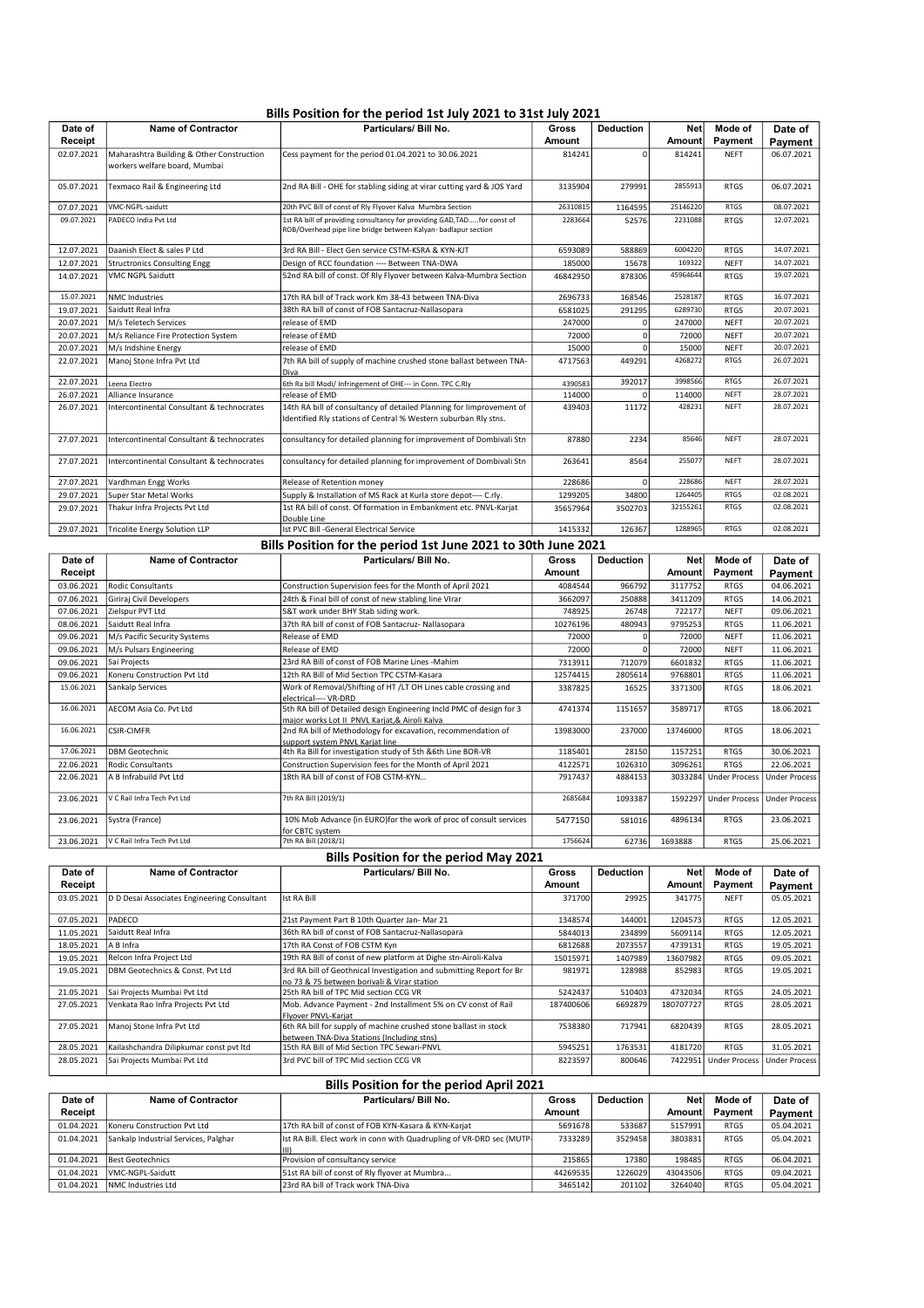## Bills Position for the period 1st July 2021 to 31st July 2021

| Date of Receipt | Name of Contractor | Particulars/ Bill No. | Gross Amount | Deduction | Net Amount | Mode of Payment | Date of Payment |
|---|---|---|---|---|---|---|---|
| 02.07.2021 | Maharashtra Building & Other Construction workers welfare board, Mumbai | Cess payment for the period 01.04.2021 to 30.06.2021 | 814241 | 0 | 814241 | NEFT | 06.07.2021 |
| 05.07.2021 | Texmaco Rail & Engineering Ltd | 2nd RA Bill - OHE for stabling siding at virar cutting yard & JOS Yard | 3135904 | 279991 | 2855913 | RTGS | 06.07.2021 |
| 07.07.2021 | VMC-NGPL-saidutt | 20th PVC Bill of const of Rly Flyover Kalva Mumbra Section | 26310815 | 1164595 | 25146220 | RTGS | 08.07.2021 |
| 09.07.2021 | PADECO India Pvt Ltd | 1st RA bill of providing consultancy for providing GAD,TAD.....for const of ROB/Overhead pipe line bridge between Kalyan- badlapur section | 2283664 | 52576 | 2231088 | RTGS | 12.07.2021 |
| 12.07.2021 | Daanish Elect & sales P Ltd | 3rd RA Bill - Elect Gen service CSTM-KSRA & KYN-KJT | 6593089 | 588869 | 6004220 | RTGS | 14.07.2021 |
| 12.07.2021 | Structronics Consulting Engg | Design of RCC foundation ---- Between TNA-DWA | 185000 | 15678 | 169322 | NEFT | 14.07.2021 |
| 14.07.2021 | VMC NGPL Saidutt | 52nd RA bill of const. Of Rly Flyover between Kalva-Mumbra Section | 46842950 | 878306 | 45964644 | RTGS | 19.07.2021 |
| 15.07.2021 | NMC Industries | 17th RA bill of Track work Km 38-43 between TNA-Diva | 2696733 | 168546 | 2528187 | RTGS | 16.07.2021 |
| 19.07.2021 | Saidutt Real Infra | 38th RA bill of const of FOB Santacruz-Nallasopara | 6581025 | 291295 | 6289730 | RTGS | 20.07.2021 |
| 20.07.2021 | M/s Teletech Services | release of EMD | 247000 | 0 | 247000 | NEFT | 20.07.2021 |
| 20.07.2021 | M/s Reliance Fire Protection System | release of EMD | 72000 | 0 | 72000 | NEFT | 20.07.2021 |
| 20.07.2021 | M/s Indshine Energy | release of EMD | 15000 | 0 | 15000 | NEFT | 20.07.2021 |
| 22.07.2021 | Manoj Stone Infra Pvt Ltd | 7th RA bill of supply of machine crushed stone ballast between TNA-Diva | 4717563 | 449291 | 4268272 | RTGS | 26.07.2021 |
| 22.07.2021 | Leena Electro | 6th Ra bill Modi/ Infringement of OHE--- in Conn. TPC C.Rly | 4390583 | 392017 | 3998566 | RTGS | 26.07.2021 |
| 26.07.2021 | Alliance Insurance | release of EMD | 114000 | 0 | 114000 | NEFT | 28.07.2021 |
| 26.07.2021 | Intercontinental Consultant & technocrates | 14th RA bill of consultancy of detailed Planning for Iimprovement of Identified Rly stations of Central % Western suburban Rly stns. | 439403 | 11172 | 428231 | NEFT | 28.07.2021 |
| 27.07.2021 | Intercontinental Consultant & technocrates | consultancy for detailed planning for improvement of Dombivali Stn | 87880 | 2234 | 85646 | NEFT | 28.07.2021 |
| 27.07.2021 | Intercontinental Consultant & technocrates | consultancy for detailed planning for improvement of Dombivali Stn | 263641 | 8564 | 255077 | NEFT | 28.07.2021 |
| 27.07.2021 | Vardhman Engg Works | Release of Retention money | 228686 | 0 | 228686 | NEFT | 28.07.2021 |
| 29.07.2021 | Super Star Metal Works | Supply & Installation of MS Rack at Kurla store depot---- C.rly. | 1299205 | 34800 | 1264405 | RTGS | 02.08.2021 |
| 29.07.2021 | Thakur Infra Projects Pvt Ltd | 1st RA bill of const. Of formation in Embankment etc. PNVL-Karjat Double Line | 35657964 | 3502703 | 32155261 | RTGS | 02.08.2021 |
| 29.07.2021 | Tricolite Energy Solution LLP | Ist PVC Bill -General Electrical Service | 1415332 | 126367 | 1288965 | RTGS | 02.08.2021 |

## Bills Position for the period 1st June 2021 to 30th June 2021

| Date of Receipt | Name of Contractor | Particulars/ Bill No. | Gross Amount | Deduction | Net Amount | Mode of Payment | Date of Payment |
|---|---|---|---|---|---|---|---|
| 03.06.2021 | Rodic Consultants | Construction Supervision fees for the Month of April 2021 | 4084544 | 966792 | 3117752 | RTGS | 04.06.2021 |
| 07.06.2021 | Giriraj Civil Developers | 24th & Final bill of const of new stabling line VIrar | 3662097 | 250888 | 3411209 | RTGS | 14.06.2021 |
| 07.06.2021 | Zielspur PVT Ltd | S&T work under BHY Stab siding work. | 748925 | 26748 | 722177 | NEFT | 09.06.2021 |
| 08.06.2021 | Saidutt Real Infra | 37th RA bill of const of FOB Santacruz- Nallasopara | 10276196 | 480943 | 9795253 | RTGS | 11.06.2021 |
| 09.06.2021 | M/s Pacific Security Systems | Release of EMD | 72000 | 0 | 72000 | NEFT | 11.06.2021 |
| 09.06.2021 | M/s Pulsars Engineering | Release of EMD | 72000 | 0 | 72000 | NEFT | 11.06.2021 |
| 09.06.2021 | Sai Projects | 23rd RA Bill of const of FOB Marine Lines -Mahim | 7313911 | 712079 | 6601832 | RTGS | 11.06.2021 |
| 09.06.2021 | Koneru Construction Pvt Ltd | 12th RA Bill of Mid Section TPC CSTM-Kasara | 12574415 | 2805614 | 9768801 | RTGS | 11.06.2021 |
| 15.06.2021 | Sankalp Services | Work of Removal/Shifting of HT /LT OH Lines cable crossing and electrical---- VR-DRD | 3387825 | 16525 | 3371300 | RTGS | 18.06.2021 |
| 16.06.2021 | AECOM Asia Co. Pvt Ltd | 5th RA bill of Detailed design Engineering Incld PMC of design for 3 major works Lot II PNVL Karjat,& Airoli Kalva | 4741374 | 1151657 | 3589717 | RTGS | 18.06.2021 |
| 16.06.2021 | CSIR-CIMFR | 2nd RA bill of Methodology for excavation, recommendation of support system PNVL Karjat line | 13983000 | 237000 | 13746000 | RTGS | 18.06.2021 |
| 17.06.2021 | DBM Geotechnic | 4th Ra Bill for investigation study of 5th &6th Line BOR-VR | 1185401 | 28150 | 1157251 | RTGS | 30.06.2021 |
| 22.06.2021 | Rodic Consultants | Construction Supervision fees for the Month of April 2021 | 4122571 | 1026310 | 3096261 | RTGS | 22.06.2021 |
| 22.06.2021 | A B Infrabuild Pvt Ltd | 18th RA bill of const of FOB CSTM-KYN... | 7917437 | 4884153 | 3033284 | Under Process | Under Process |
| 23.06.2021 | V C Rail Infra Tech Pvt Ltd | 7th RA Bill (2019/1) | 2685684 | 1093387 | 1592297 | Under Process | Under Process |
| 23.06.2021 | Systra (France) | 10% Mob Advance (in EURO)for the work of proc of consult services for CBTC system | 5477150 | 581016 | 4896134 | RTGS | 23.06.2021 |
| 23.06.2021 | V C Rail Infra Tech Pvt Ltd | 7th RA Bill (2018/1) | 1756624 | 62736 | 1693888 | RTGS | 25.06.2021 |

## Bills Position for the period May 2021

| Date of Receipt | Name of Contractor | Particulars/ Bill No. | Gross Amount | Deduction | Net Amount | Mode of Payment | Date of Payment |
|---|---|---|---|---|---|---|---|
| 03.05.2021 | D D Desai Associates Engineering Consultant | Ist RA Bill | 371700 | 29925 | 341775 | NEFT | 05.05.2021 |
| 07.05.2021 | PADECO | 21st Payment Part B 10th Quarter Jan- Mar 21 | 1348574 | 144001 | 1204573 | RTGS | 12.05.2021 |
| 11.05.2021 | Saidutt Real Infra | 36th RA bill of const of FOB Santacruz-Nallasopara | 5844013 | 234899 | 5609114 | RTGS | 12.05.2021 |
| 18.05.2021 | A B Infra | 17th RA Const of FOB CSTM Kyn | 6812688 | 2073557 | 4739131 | RTGS | 19.05.2021 |
| 19.05.2021 | Relcon Infra Project Ltd | 19th RA Bill of const of new platform at Dighe stn-Airoli-Kalva | 15015971 | 1407989 | 13607982 | RTGS | 09.05.2021 |
| 19.05.2021 | DBM Geotechnics & Const. Pvt Ltd | 3rd RA bill of Geothnical Investigation and submitting Report for Br no 73 & 75 between borivali & Virar station | 981971 | 128988 | 852983 | RTGS | 19.05.2021 |
| 21.05.2021 | Sai Projects Mumbai Pvt Ltd | 25th RA bill of TPC Mid section CCG VR | 5242437 | 510403 | 4732034 | RTGS | 24.05.2021 |
| 27.05.2021 | Venkata Rao Infra Projects Pvt Ltd | Mob. Advance Payment - 2nd Installment 5% on CV const of Rail Flyover PNVL-Karjat | 187400606 | 6692879 | 180707727 | RTGS | 28.05.2021 |
| 27.05.2021 | Manoj Stone Infra Pvt Ltd | 6th RA bill for supply of machine crushed stone ballast in stock between TNA-Diva Stations (Including stns) | 7538380 | 717941 | 6820439 | RTGS | 28.05.2021 |
| 28.05.2021 | Kailashchandra Dilipkumar const pvt ltd | 15th RA Bill of Mid Section TPC Sewari-PNVL | 5945251 | 1763531 | 4181720 | RTGS | 31.05.2021 |
| 28.05.2021 | Sai Projects Mumbai Pvt Ltd | 3rd PVC bill of TPC Mid section CCG VR | 8223597 | 800646 | 7422951 | Under Process | Under Process |

## Bills Position for the period April 2021

| Date of Receipt | Name of Contractor | Particulars/ Bill No. | Gross Amount | Deduction | Net Amount | Mode of Payment | Date of Payment |
|---|---|---|---|---|---|---|---|
| 01.04.2021 | Koneru Construction Pvt Ltd | 17th RA bill of const of FOB KYN-Kasara & KYN-Karjat | 5691678 | 533687 | 5157991 | RTGS | 05.04.2021 |
| 01.04.2021 | Sankalp Industrial Services, Palghar | Ist RA Bill. Elect work in conn with Quadrupling of VR-DRD sec (MUTP-III) | 7333289 | 3529458 | 3803831 | RTGS | 05.04.2021 |
| 01.04.2021 | Best Geotechnics | Provision of consultancy service | 215865 | 17380 | 198485 | RTGS | 06.04.2021 |
| 01.04.2021 | VMC-NGPL-Saidutt | 51st RA bill of const of Rly flyover at Mumbra... | 44269535 | 1226029 | 43043506 | RTGS | 09.04.2021 |
| 01.04.2021 | NMC Industries Ltd | 23rd RA bill of Track work TNA-Diva | 3465142 | 201102 | 3264040 | RTGS | 05.04.2021 |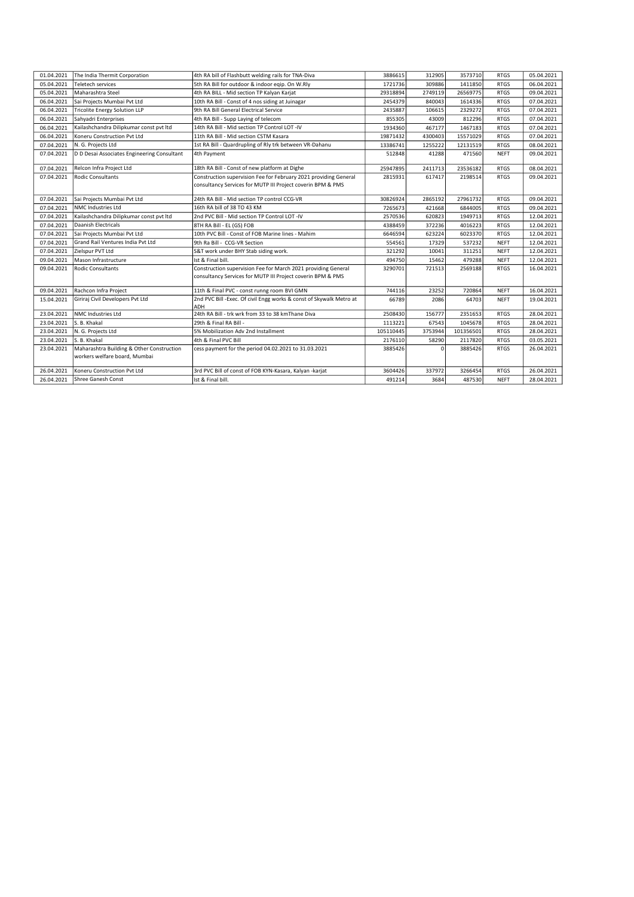| | | | | | | | |
|---|---|---|---|---|---|---|---|
| 01.04.2021 | The India Thermit Corporation | 4th RA bill of Flashbutt welding rails for TNA-Diva | 3886615 | 312905 | 3573710 | RTGS | 05.04.2021 |
| 05.04.2021 | Teletech services | 5th RA Bill for outdoor & indoor eqip. On W.Rly | 1721736 | 309886 | 1411850 | RTGS | 06.04.2021 |
| 05.04.2021 | Maharashtra Steel | 4th RA BILL - Mid section TP Kalyan Karjat | 29318894 | 2749119 | 26569775 | RTGS | 09.04.2021 |
| 06.04.2021 | Sai Projects Mumbai Pvt Ltd | 10th RA Bill - Const of 4 nos siding at Juinagar | 2454379 | 840043 | 1614336 | RTGS | 07.04.2021 |
| 06.04.2021 | Tricolite Energy Solution LLP | 9th RA Bill General Electrical Service | 2435887 | 106615 | 2329272 | RTGS | 07.04.2021 |
| 06.04.2021 | Sahyadri Enterprises | 4th RA Bill - Supp Laying of telecom | 855305 | 43009 | 812296 | RTGS | 07.04.2021 |
| 06.04.2021 | Kailashchandra Dilipkumar const pvt ltd | 14th RA Bill - Mid section TP Control LOT -IV | 1934360 | 467177 | 1467183 | RTGS | 07.04.2021 |
| 06.04.2021 | Koneru Construction Pvt Ltd | 11th RA Bill - Mid section CSTM Kasara | 19871432 | 4300403 | 15571029 | RTGS | 07.04.2021 |
| 07.04.2021 | N. G. Projects Ltd | 1st RA Bill - Quardrupling of Rly trk between VR-Dahanu | 13386741 | 1255222 | 12131519 | RTGS | 08.04.2021 |
| 07.04.2021 | D D Desai Associates Engineering Consultant | 4th Payment | 512848 | 41288 | 471560 | NEFT | 09.04.2021 |
| 07.04.2021 | Relcon Infra Project Ltd | 18th RA Bill - Const of new platform at Dighe | 25947895 | 2411713 | 23536182 | RTGS | 08.04.2021 |
| 07.04.2021 | Rodic Consultants | Construction supervision Fee for February 2021 providing General consultancy Services for MUTP III Project coverin BPM & PMS | 2815931 | 617417 | 2198514 | RTGS | 09.04.2021 |
| 07.04.2021 | Sai Projects Mumbai Pvt Ltd | 24th RA Bill - Mid section TP control CCG-VR | 30826924 | 2865192 | 27961732 | RTGS | 09.04.2021 |
| 07.04.2021 | NMC Industries Ltd | 16th RA bill of 38 TO 43 KM | 7265673 | 421668 | 6844005 | RTGS | 09.04.2021 |
| 07.04.2021 | Kailashchandra Dilipkumar const pvt ltd | 2nd PVC Bill - Mid section TP Control LOT -IV | 2570536 | 620823 | 1949713 | RTGS | 12.04.2021 |
| 07.04.2021 | Daanish Electricals | 8TH RA Bill - EL (GS) FOB | 4388459 | 372236 | 4016223 | RTGS | 12.04.2021 |
| 07.04.2021 | Sai Projects Mumbai Pvt Ltd | 10th PVC Bill - Const of FOB Marine lines - Mahim | 6646594 | 623224 | 6023370 | RTGS | 12.04.2021 |
| 07.04.2021 | Grand Rail Ventures India Pvt Ltd | 9th Ra Bill - CCG-VR Section | 554561 | 17329 | 537232 | NEFT | 12.04.2021 |
| 07.04.2021 | Zielspur PVT Ltd | S&T work under BHY Stab siding work. | 321292 | 10041 | 311251 | NEFT | 12.04.2021 |
| 09.04.2021 | Mason Infrastructure | Ist & Final bill. | 494750 | 15462 | 479288 | NEFT | 12.04.2021 |
| 09.04.2021 | Rodic Consultants | Construction supervision Fee for March 2021 providing General consultancy Services for MUTP III Project coverin BPM & PMS | 3290701 | 721513 | 2569188 | RTGS | 16.04.2021 |
| 09.04.2021 | Rachcon Infra Project | 11th & Final PVC - const runng room BVI GMN | 744116 | 23252 | 720864 | NEFT | 16.04.2021 |
| 15.04.2021 | Giriraj Civil Developers Pvt Ltd | 2nd PVC Bill -Exec. Of civil Engg works & const of Skywalk Metro at ADH | 66789 | 2086 | 64703 | NEFT | 19.04.2021 |
| 23.04.2021 | NMC Industries Ltd | 24th RA Bill - trk wrk from 33 to 38 kmThane Diva | 2508430 | 156777 | 2351653 | RTGS | 28.04.2021 |
| 23.04.2021 | S. B. Khakal | 29th & Final RA Bill - | 1113221 | 67543 | 1045678 | RTGS | 28.04.2021 |
| 23.04.2021 | N. G. Projects Ltd | 5% Mobilization Adv 2nd Installment | 105110445 | 3753944 | 101356501 | RTGS | 28.04.2021 |
| 23.04.2021 | S. B. Khakal | 4th & Final PVC Bill | 2176110 | 58290 | 2117820 | RTGS | 03.05.2021 |
| 23.04.2021 | Maharashtra Building & Other Construction workers welfare board, Mumbai | cess payment for the period 04.02.2021 to 31.03.2021 | 3885426 | 0 | 3885426 | RTGS | 26.04.2021 |
| 26.04.2021 | Koneru Construction Pvt Ltd | 3rd PVC Bill of const of FOB KYN-Kasara, Kalyan -karjat | 3604426 | 337972 | 3266454 | RTGS | 26.04.2021 |
| 26.04.2021 | Shree Ganesh Const | Ist & Final bill. | 491214 | 3684 | 487530 | NEFT | 28.04.2021 |